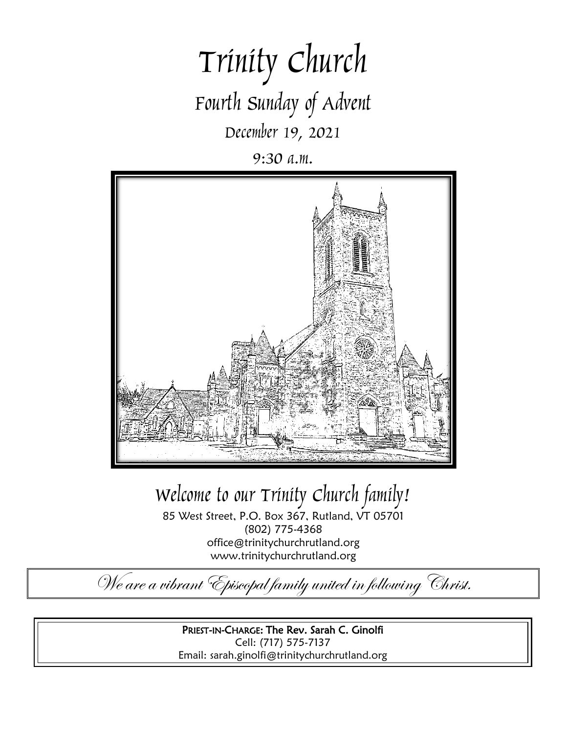# Trinity Church

## Fourth Sunday of Advent

December 19, 2021

9:30 a.m.

## Welcome to our Trinity Church family!

85 West Street, P.O. Box 367, Rutland, VT 05701
(802) 775-4368
office@trinitychurchrutland.org
www.trinitychurchrutland.org

*We are a vibrant Episcopal family united in following Christ.*

**PRIEST-IN-CHARGE: The Rev. Sarah C. Ginolfi**
Cell: (717) 575-7137
Email: sarah.ginolfi@trinitychurchrutland.org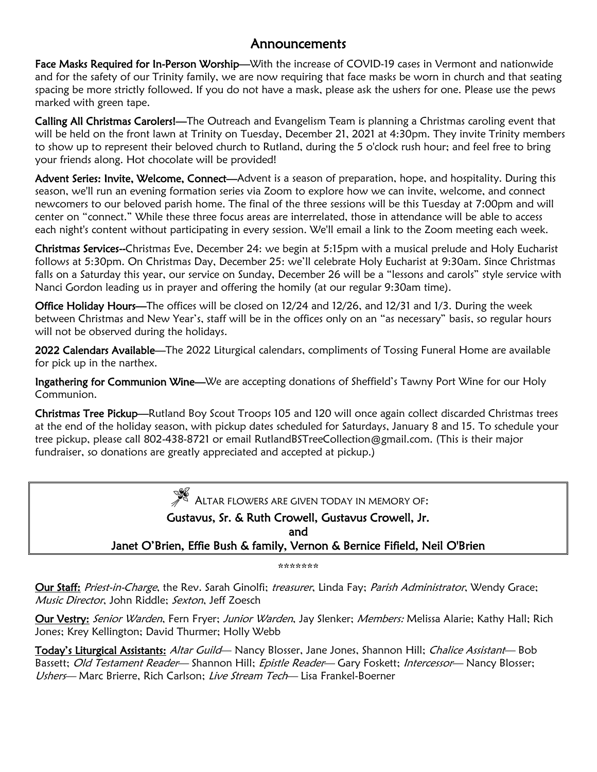## Announcements

**Face Masks Required for In-Person Worship**—With the increase of COVID-19 cases in Vermont and nationwide and for the safety of our Trinity family, we are now requiring that face masks be worn in church and that seating spacing be more strictly followed. If you do not have a mask, please ask the ushers for one. Please use the pews marked with green tape.

**Calling All Christmas Carolers!**—The Outreach and Evangelism Team is planning a Christmas caroling event that will be held on the front lawn at Trinity on Tuesday, December 21, 2021 at 4:30pm. They invite Trinity members to show up to represent their beloved church to Rutland, during the 5 o'clock rush hour; and feel free to bring your friends along. Hot chocolate will be provided!

**Advent Series: Invite, Welcome, Connect**—Advent is a season of preparation, hope, and hospitality. During this season, we'll run an evening formation series via Zoom to explore how we can invite, welcome, and connect newcomers to our beloved parish home. The final of the three sessions will be this Tuesday at 7:00pm and will center on "connect." While these three focus areas are interrelated, those in attendance will be able to access each night's content without participating in every session. We'll email a link to the Zoom meeting each week.

**Christmas Services**--Christmas Eve, December 24: we begin at 5:15pm with a musical prelude and Holy Eucharist follows at 5:30pm. On Christmas Day, December 25: we'll celebrate Holy Eucharist at 9:30am. Since Christmas falls on a Saturday this year, our service on Sunday, December 26 will be a "lessons and carols" style service with Nanci Gordon leading us in prayer and offering the homily (at our regular 9:30am time).

**Office Holiday Hours**—The offices will be closed on 12/24 and 12/26, and 12/31 and 1/3. During the week between Christmas and New Year's, staff will be in the offices only on an "as necessary" basis, so regular hours will not be observed during the holidays.

**2022 Calendars Available**—The 2022 Liturgical calendars, compliments of Tossing Funeral Home are available for pick up in the narthex.

**Ingathering for Communion Wine**—We are accepting donations of Sheffield's Tawny Port Wine for our Holy Communion.

**Christmas Tree Pickup**—Rutland Boy Scout Troops 105 and 120 will once again collect discarded Christmas trees at the end of the holiday season, with pickup dates scheduled for Saturdays, January 8 and 15. To schedule your tree pickup, please call 802-438-8721 or email RutlandBSTreeCollection@gmail.com. (This is their major fundraiser, so donations are greatly appreciated and accepted at pickup.)

---

ALTAR FLOWERS ARE GIVEN TODAY IN MEMORY OF:

**Gustavus, Sr. & Ruth Crowell, Gustavus Crowell, Jr.**

**and**

**Janet O'Brien, Effie Bush & family, Vernon & Bernice Fifield, Neil O'Brien**

---

*******

**Our Staff:** *Priest-in-Charge*, the Rev. Sarah Ginolfi; *treasurer*, Linda Fay; *Parish Administrator*, Wendy Grace; *Music Director*, John Riddle; *Sexton*, Jeff Zoesch

**Our Vestry:** *Senior Warden*, Fern Fryer; *Junior Warden*, Jay Slenker; *Members:* Melissa Alarie; Kathy Hall; Rich Jones; Krey Kellington; David Thurmer; Holly Webb

**Today's Liturgical Assistants:** *Altar Guild*— Nancy Blosser, Jane Jones, Shannon Hill; *Chalice Assistant*— Bob Bassett; *Old Testament Reader*— Shannon Hill; *Epistle Reader*— Gary Foskett; *Intercessor*— Nancy Blosser; *Ushers*— Marc Brierre, Rich Carlson; *Live Stream Tech*— Lisa Frankel-Boerner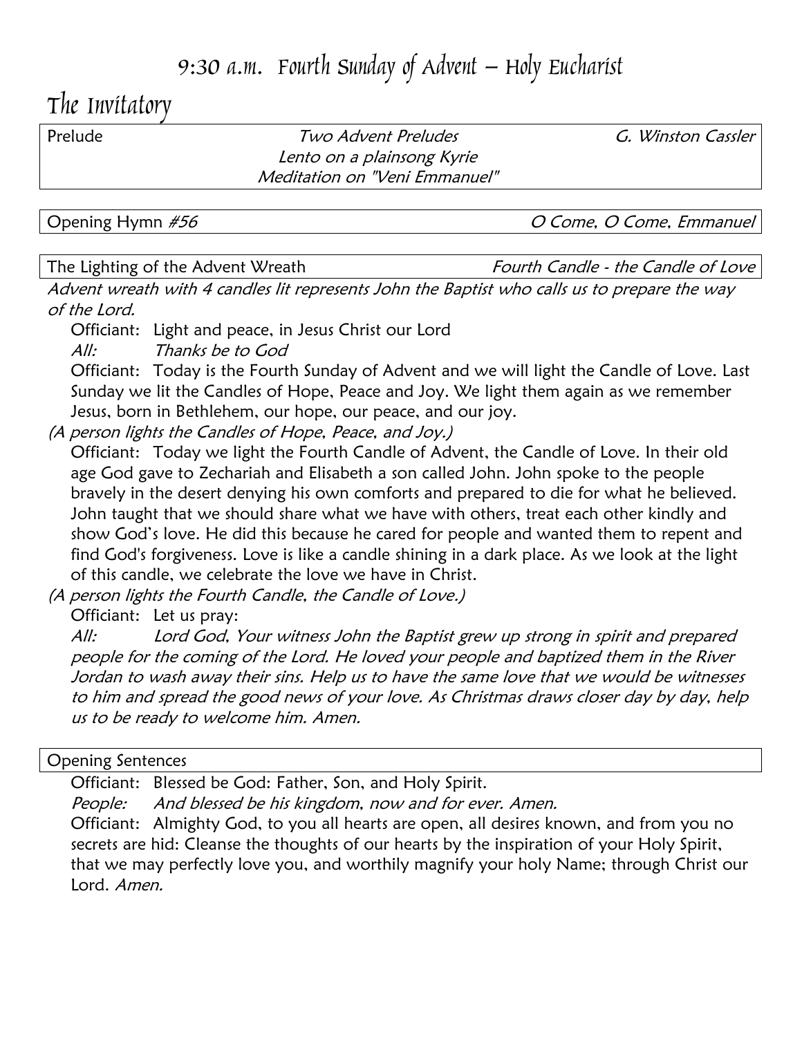# 9:30 a.m. Fourth Sunday of Advent – Holy Eucharist

## The Invitatory

Prelude *Two Advent Preludes* *G. Winston Cassler*
*Lento on a plainsong Kyrie*
*Meditation on "Veni Emmanuel"*

Opening Hymn *#56* *O Come, O Come, Emmanuel*

The Lighting of the Advent Wreath *Fourth Candle - the Candle of Love*

*Advent wreath with 4 candles lit represents John the Baptist who calls us to prepare the way of the Lord.*

Officiant: Light and peace, in Jesus Christ our Lord
*All: Thanks be to God*

Officiant: Today is the Fourth Sunday of Advent and we will light the Candle of Love. Last Sunday we lit the Candles of Hope, Peace and Joy. We light them again as we remember Jesus, born in Bethlehem, our hope, our peace, and our joy.

*(A person lights the Candles of Hope, Peace, and Joy.)*

Officiant: Today we light the Fourth Candle of Advent, the Candle of Love. In their old age God gave to Zechariah and Elisabeth a son called John. John spoke to the people bravely in the desert denying his own comforts and prepared to die for what he believed. John taught that we should share what we have with others, treat each other kindly and show God's love. He did this because he cared for people and wanted them to repent and find God's forgiveness. Love is like a candle shining in a dark place. As we look at the light of this candle, we celebrate the love we have in Christ.

*(A person lights the Fourth Candle, the Candle of Love.)*

Officiant: Let us pray:
*All: Lord God, Your witness John the Baptist grew up strong in spirit and prepared people for the coming of the Lord. He loved your people and baptized them in the River Jordan to wash away their sins. Help us to have the same love that we would be witnesses to him and spread the good news of your love. As Christmas draws closer day by day, help us to be ready to welcome him. Amen.*

Opening Sentences

Officiant: Blessed be God: Father, Son, and Holy Spirit.
*People: And blessed be his kingdom, now and for ever. Amen.*

Officiant: Almighty God, to you all hearts are open, all desires known, and from you no secrets are hid: Cleanse the thoughts of our hearts by the inspiration of your Holy Spirit, that we may perfectly love you, and worthily magnify your holy Name; through Christ our Lord. *Amen.*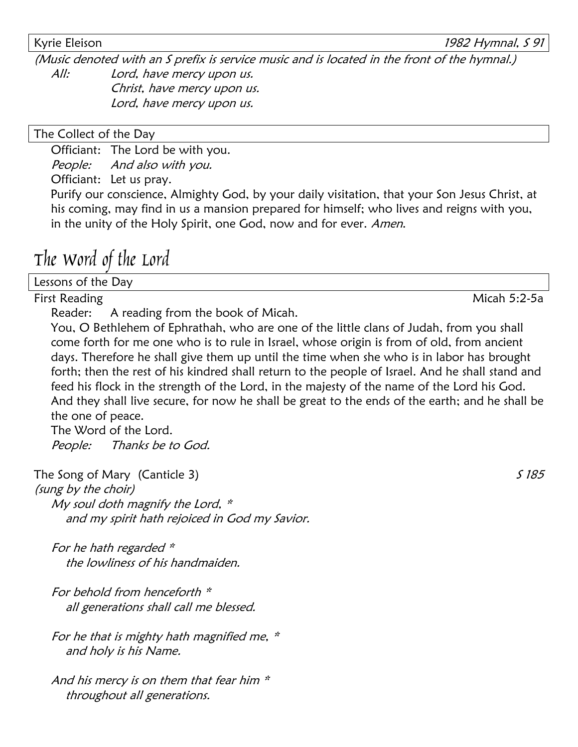Kyrie Eleison *1982 Hymnal, S 91*

*(Music denoted with an S prefix is service music and is located in the front of the hymnal.)*

*All:* *Lord, have mercy upon us.*
*Christ, have mercy upon us.*
*Lord, have mercy upon us.*

The Collect of the Day

Officiant: The Lord be with you.
*People:* *And also with you.*
Officiant: Let us pray.

Purify our conscience, Almighty God, by your daily visitation, that your Son Jesus Christ, at his coming, may find in us a mansion prepared for himself; who lives and reigns with you, in the unity of the Holy Spirit, one God, now and for ever. *Amen.*

# The Word of the Lord

Lessons of the Day

First Reading Micah 5:2-5a

Reader: A reading from the book of Micah.

You, O Bethlehem of Ephrathah, who are one of the little clans of Judah, from you shall come forth for me one who is to rule in Israel, whose origin is from of old, from ancient days. Therefore he shall give them up until the time when she who is in labor has brought forth; then the rest of his kindred shall return to the people of Israel. And he shall stand and feed his flock in the strength of the Lord, in the majesty of the name of the Lord his God. And they shall live secure, for now he shall be great to the ends of the earth; and he shall be the one of peace.

The Word of the Lord.
*People:* *Thanks be to God.*

The Song of Mary (Canticle 3) *S 185*
*(sung by the choir)*

*My soul doth magnify the Lord, **
*and my spirit hath rejoiced in God my Savior.*

*For he hath regarded **
*the lowliness of his handmaiden.*

*For behold from henceforth **
*all generations shall call me blessed.*

*For he that is mighty hath magnified me, **
*and holy is his Name.*

*And his mercy is on them that fear him **
*throughout all generations.*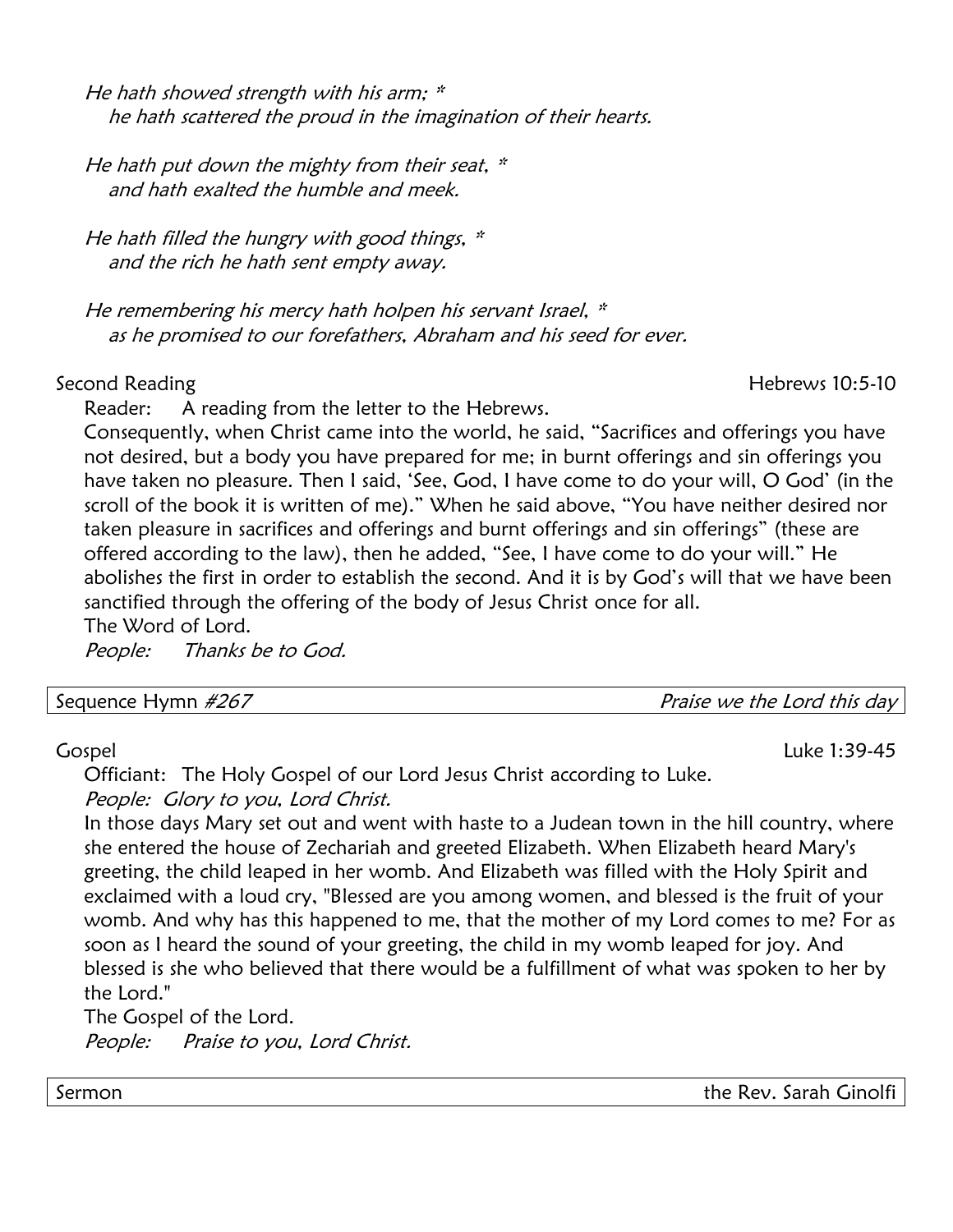*He hath showed strength with his arm; \**
  *he hath scattered the proud in the imagination of their hearts.*

*He hath put down the mighty from their seat, \**
  *and hath exalted the humble and meek.*

*He hath filled the hungry with good things, \**
  *and the rich he hath sent empty away.*

*He remembering his mercy hath holpen his servant Israel, \**
  *as he promised to our forefathers, Abraham and his seed for ever.*

Second Reading — Hebrews 10:5-10

Reader: A reading from the letter to the Hebrews.

Consequently, when Christ came into the world, he said, "Sacrifices and offerings you have not desired, but a body you have prepared for me; in burnt offerings and sin offerings you have taken no pleasure. Then I said, 'See, God, I have come to do your will, O God' (in the scroll of the book it is written of me)." When he said above, "You have neither desired nor taken pleasure in sacrifices and offerings and burnt offerings and sin offerings" (these are offered according to the law), then he added, "See, I have come to do your will." He abolishes the first in order to establish the second. And it is by God's will that we have been sanctified through the offering of the body of Jesus Christ once for all.

The Word of Lord.

*People:* *Thanks be to God.*

Sequence Hymn *#267* — *Praise we the Lord this day*

Gospel — Luke 1:39-45

Officiant: The Holy Gospel of our Lord Jesus Christ according to Luke.

*People: Glory to you, Lord Christ.*

In those days Mary set out and went with haste to a Judean town in the hill country, where she entered the house of Zechariah and greeted Elizabeth. When Elizabeth heard Mary's greeting, the child leaped in her womb. And Elizabeth was filled with the Holy Spirit and exclaimed with a loud cry, "Blessed are you among women, and blessed is the fruit of your womb. And why has this happened to me, that the mother of my Lord comes to me? For as soon as I heard the sound of your greeting, the child in my womb leaped for joy. And blessed is she who believed that there would be a fulfillment of what was spoken to her by the Lord."

The Gospel of the Lord.

*People:* *Praise to you, Lord Christ.*

Sermon — the Rev. Sarah Ginolfi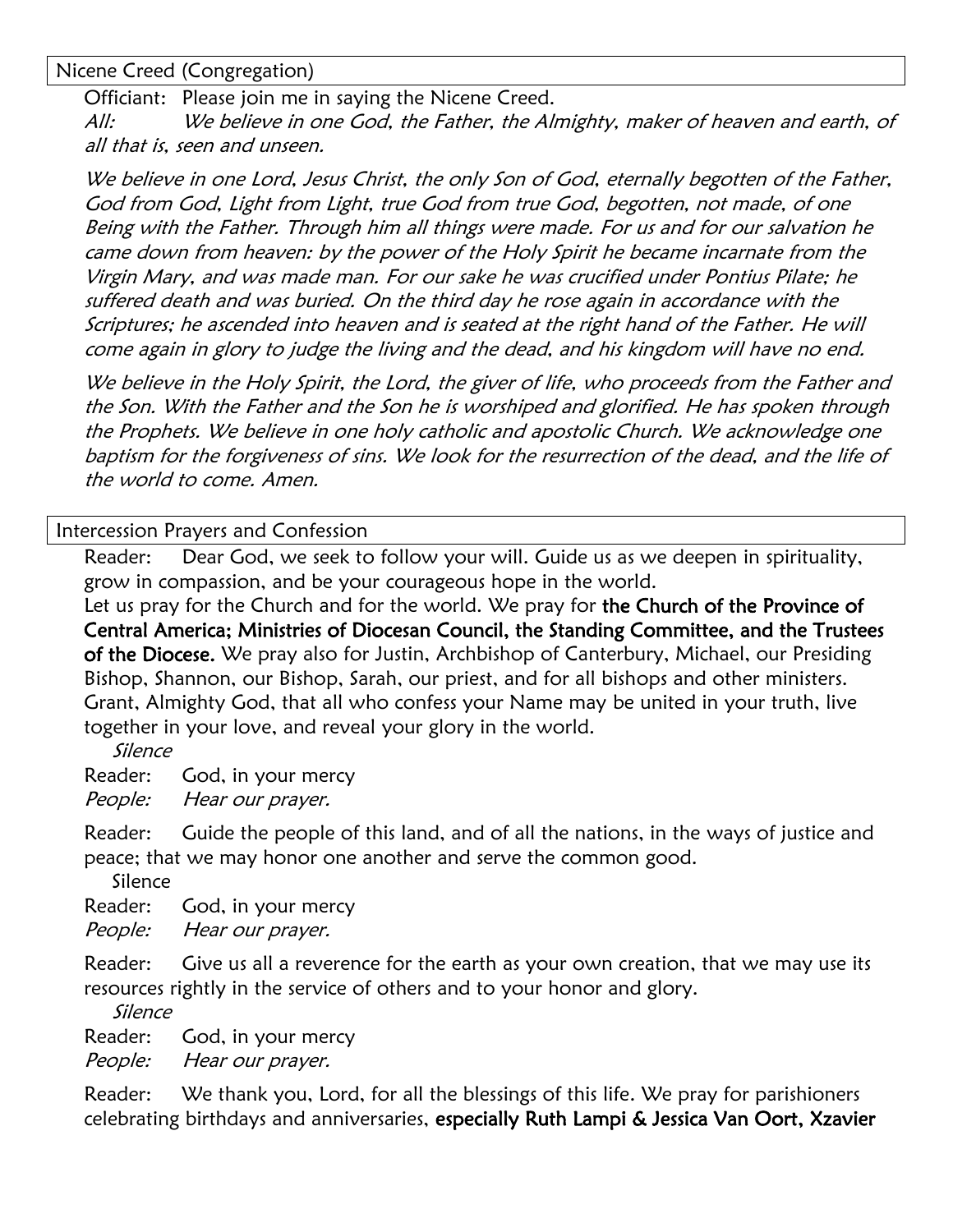## Nicene Creed (Congregation)

Officiant: Please join me in saying the Nicene Creed.

*All: We believe in one God, the Father, the Almighty, maker of heaven and earth, of all that is, seen and unseen.*

*We believe in one Lord, Jesus Christ, the only Son of God, eternally begotten of the Father, God from God, Light from Light, true God from true God, begotten, not made, of one Being with the Father. Through him all things were made. For us and for our salvation he came down from heaven: by the power of the Holy Spirit he became incarnate from the Virgin Mary, and was made man. For our sake he was crucified under Pontius Pilate; he suffered death and was buried. On the third day he rose again in accordance with the Scriptures; he ascended into heaven and is seated at the right hand of the Father. He will come again in glory to judge the living and the dead, and his kingdom will have no end.*

*We believe in the Holy Spirit, the Lord, the giver of life, who proceeds from the Father and the Son. With the Father and the Son he is worshiped and glorified. He has spoken through the Prophets. We believe in one holy catholic and apostolic Church. We acknowledge one baptism for the forgiveness of sins. We look for the resurrection of the dead, and the life of the world to come. Amen.*

## Intercession Prayers and Confession

Reader: Dear God, we seek to follow your will. Guide us as we deepen in spirituality, grow in compassion, and be your courageous hope in the world.
Let us pray for the Church and for the world. We pray for **the Church of the Province of Central America; Ministries of Diocesan Council, the Standing Committee, and the Trustees of the Diocese.** We pray also for Justin, Archbishop of Canterbury, Michael, our Presiding Bishop, Shannon, our Bishop, Sarah, our priest, and for all bishops and other ministers. Grant, Almighty God, that all who confess your Name may be united in your truth, live together in your love, and reveal your glory in the world.

*Silence*

Reader: God, in your mercy
*People: Hear our prayer.*

Reader: Guide the people of this land, and of all the nations, in the ways of justice and peace; that we may honor one another and serve the common good.

Silence

Reader: God, in your mercy
*People: Hear our prayer.*

Reader: Give us all a reverence for the earth as your own creation, that we may use its resources rightly in the service of others and to your honor and glory.

*Silence*

Reader: God, in your mercy
*People: Hear our prayer.*

Reader: We thank you, Lord, for all the blessings of this life. We pray for parishioners celebrating birthdays and anniversaries, **especially Ruth Lampi & Jessica Van Oort, Xzavier**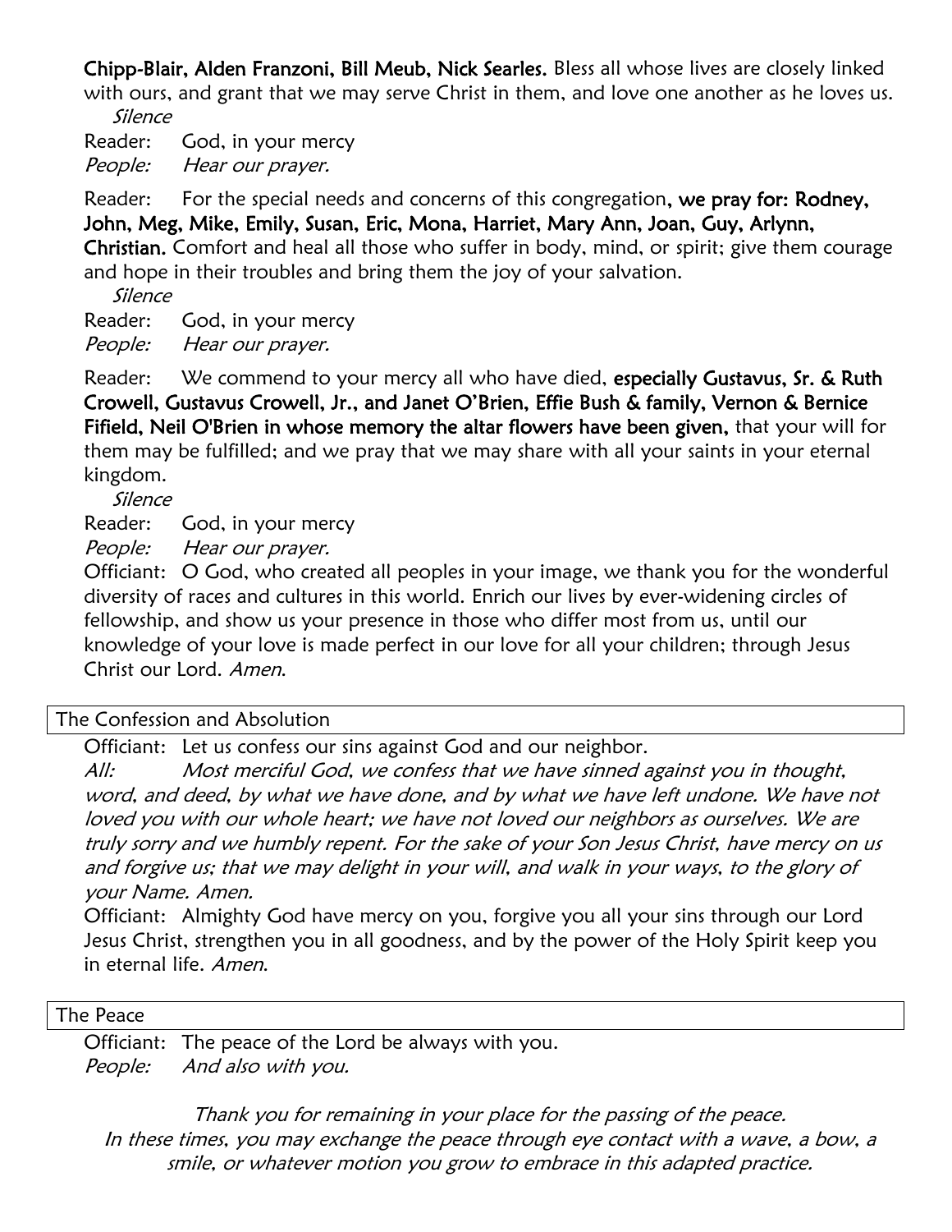**Chipp-Blair, Alden Franzoni, Bill Meub, Nick Searles.** Bless all whose lives are closely linked with ours, and grant that we may serve Christ in them, and love one another as he loves us.

*Silence*

Reader: God, in your mercy
*People: Hear our prayer.*

Reader: For the special needs and concerns of this congregation**, we pray for: Rodney, John, Meg, Mike, Emily, Susan, Eric, Mona, Harriet, Mary Ann, Joan, Guy, Arlynn, Christian.** Comfort and heal all those who suffer in body, mind, or spirit; give them courage and hope in their troubles and bring them the joy of your salvation.

*Silence*

Reader: God, in your mercy
*People: Hear our prayer.*

Reader: We commend to your mercy all who have died, **especially Gustavus, Sr. & Ruth Crowell, Gustavus Crowell, Jr., and Janet O'Brien, Effie Bush & family, Vernon & Bernice Fifield, Neil O'Brien in whose memory the altar flowers have been given,** that your will for them may be fulfilled; and we pray that we may share with all your saints in your eternal kingdom.

*Silence*

Reader: God, in your mercy
*People: Hear our prayer.*

Officiant: O God, who created all peoples in your image, we thank you for the wonderful diversity of races and cultures in this world. Enrich our lives by ever-widening circles of fellowship, and show us your presence in those who differ most from us, until our knowledge of your love is made perfect in our love for all your children; through Jesus Christ our Lord. *Amen.*

## The Confession and Absolution

Officiant: Let us confess our sins against God and our neighbor.

*All: Most merciful God, we confess that we have sinned against you in thought, word, and deed, by what we have done, and by what we have left undone. We have not loved you with our whole heart; we have not loved our neighbors as ourselves. We are truly sorry and we humbly repent. For the sake of your Son Jesus Christ, have mercy on us and forgive us; that we may delight in your will, and walk in your ways, to the glory of your Name. Amen.*

Officiant: Almighty God have mercy on you, forgive you all your sins through our Lord Jesus Christ, strengthen you in all goodness, and by the power of the Holy Spirit keep you in eternal life. *Amen.*

## The Peace

Officiant: The peace of the Lord be always with you.
*People: And also with you.*

*Thank you for remaining in your place for the passing of the peace. In these times, you may exchange the peace through eye contact with a wave, a bow, a smile, or whatever motion you grow to embrace in this adapted practice.*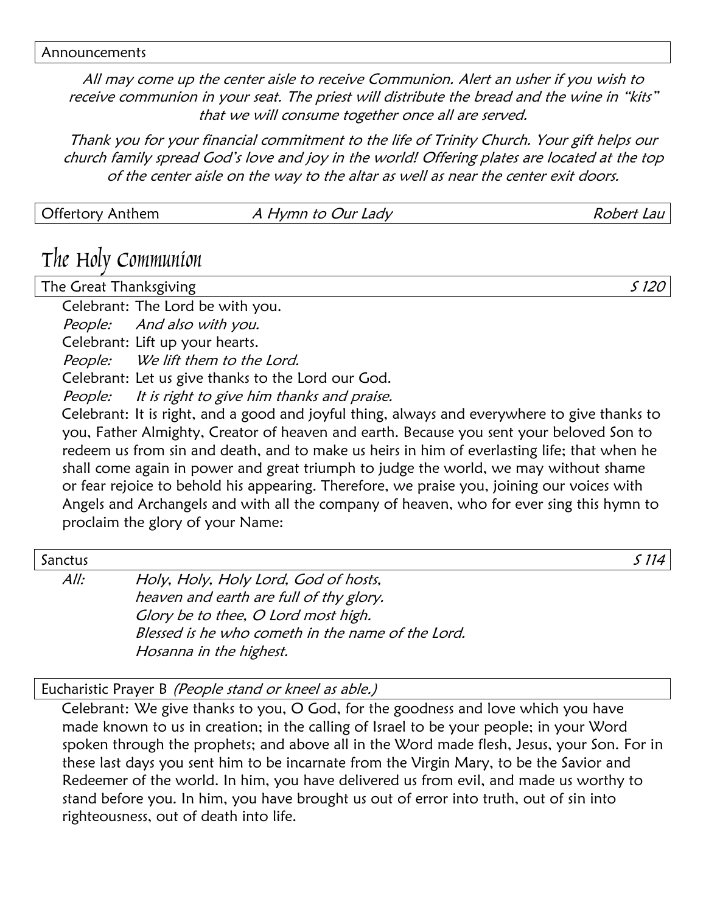Announcements

*All may come up the center aisle to receive Communion. Alert an usher if you wish to receive communion in your seat. The priest will distribute the bread and the wine in "kits" that we will consume together once all are served.*

*Thank you for your financial commitment to the life of Trinity Church. Your gift helps our church family spread God's love and joy in the world! Offering plates are located at the top of the center aisle on the way to the altar as well as near the center exit doors.*

Offertory Anthem — *A Hymn to Our Lady* — *Robert Lau*

# The Holy Communion

The Great Thanksgiving — *S 120*

Celebrant: The Lord be with you.
*People: And also with you.*
Celebrant: Lift up your hearts.
*People: We lift them to the Lord.*
Celebrant: Let us give thanks to the Lord our God.
*People: It is right to give him thanks and praise.*
Celebrant: It is right, and a good and joyful thing, always and everywhere to give thanks to you, Father Almighty, Creator of heaven and earth. Because you sent your beloved Son to redeem us from sin and death, and to make us heirs in him of everlasting life; that when he shall come again in power and great triumph to judge the world, we may without shame or fear rejoice to behold his appearing. Therefore, we praise you, joining our voices with Angels and Archangels and with all the company of heaven, who for ever sing this hymn to proclaim the glory of your Name:

Sanctus — *S 114*

*All: Holy, Holy, Holy Lord, God of hosts,*
*heaven and earth are full of thy glory.*
*Glory be to thee, O Lord most high.*
*Blessed is he who cometh in the name of the Lord.*
*Hosanna in the highest.*

Eucharistic Prayer B *(People stand or kneel as able.)*

Celebrant: We give thanks to you, O God, for the goodness and love which you have made known to us in creation; in the calling of Israel to be your people; in your Word spoken through the prophets; and above all in the Word made flesh, Jesus, your Son. For in these last days you sent him to be incarnate from the Virgin Mary, to be the Savior and Redeemer of the world. In him, you have delivered us from evil, and made us worthy to stand before you. In him, you have brought us out of error into truth, out of sin into righteousness, out of death into life.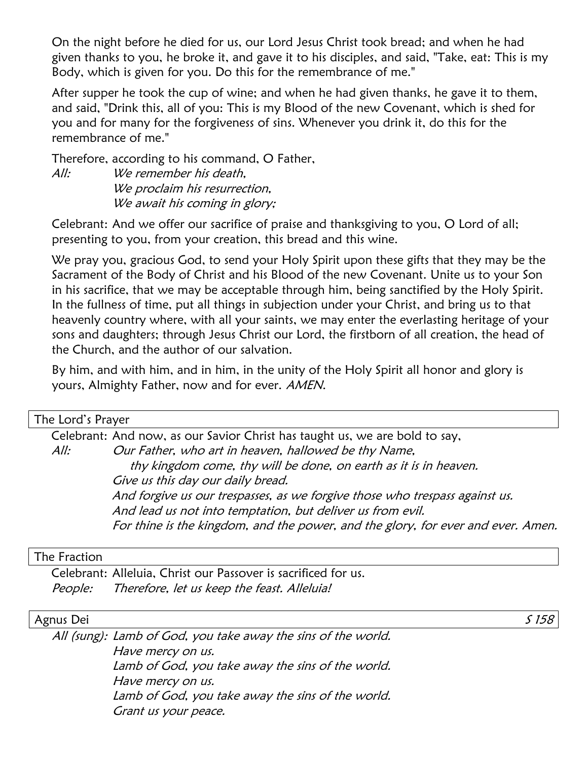On the night before he died for us, our Lord Jesus Christ took bread; and when he had given thanks to you, he broke it, and gave it to his disciples, and said, "Take, eat: This is my Body, which is given for you. Do this for the remembrance of me."

After supper he took the cup of wine; and when he had given thanks, he gave it to them, and said, "Drink this, all of you: This is my Blood of the new Covenant, which is shed for you and for many for the forgiveness of sins. Whenever you drink it, do this for the remembrance of me."

Therefore, according to his command, O Father,

*All:* *We remember his death,*
*We proclaim his resurrection,*
*We await his coming in glory;*

Celebrant: And we offer our sacrifice of praise and thanksgiving to you, O Lord of all; presenting to you, from your creation, this bread and this wine.

We pray you, gracious God, to send your Holy Spirit upon these gifts that they may be the Sacrament of the Body of Christ and his Blood of the new Covenant. Unite us to your Son in his sacrifice, that we may be acceptable through him, being sanctified by the Holy Spirit. In the fullness of time, put all things in subjection under your Christ, and bring us to that heavenly country where, with all your saints, we may enter the everlasting heritage of your sons and daughters; through Jesus Christ our Lord, the firstborn of all creation, the head of the Church, and the author of our salvation.

By him, and with him, and in him, in the unity of the Holy Spirit all honor and glory is yours, Almighty Father, now and for ever. *AMEN.*

## The Lord's Prayer

Celebrant: And now, as our Savior Christ has taught us, we are bold to say,

*All:* *Our Father, who art in heaven, hallowed be thy Name,*
*thy kingdom come, thy will be done, on earth as it is in heaven.*
*Give us this day our daily bread.*
*And forgive us our trespasses, as we forgive those who trespass against us.*
*And lead us not into temptation, but deliver us from evil.*
*For thine is the kingdom, and the power, and the glory, for ever and ever. Amen.*

## The Fraction

Celebrant: Alleluia, Christ our Passover is sacrificed for us.

*People:* *Therefore, let us keep the feast. Alleluia!*

## Agnus Dei *S 158*

*All (sung):* *Lamb of God, you take away the sins of the world.*
*Have mercy on us.*
*Lamb of God, you take away the sins of the world.*
*Have mercy on us.*
*Lamb of God, you take away the sins of the world.*
*Grant us your peace.*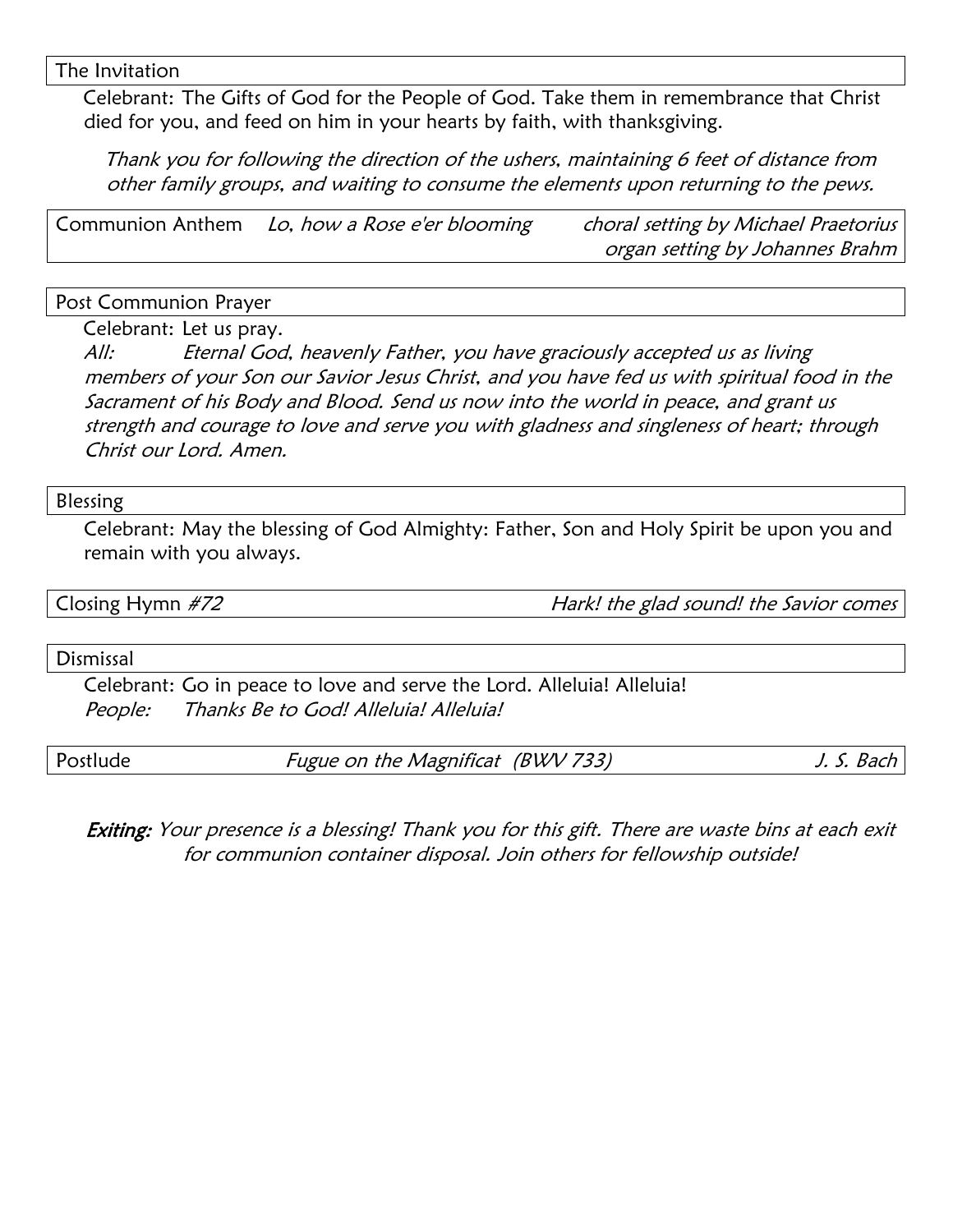## The Invitation

Celebrant: The Gifts of God for the People of God. Take them in remembrance that Christ died for you, and feed on him in your hearts by faith, with thanksgiving.

*Thank you for following the direction of the ushers, maintaining 6 feet of distance from other family groups, and waiting to consume the elements upon returning to the pews.*

## Communion Anthem *Lo, how a Rose e'er blooming*

*choral setting by Michael Praetorius*
*organ setting by Johannes Brahm*

## Post Communion Prayer

Celebrant: Let us pray.
*All: Eternal God, heavenly Father, you have graciously accepted us as living members of your Son our Savior Jesus Christ, and you have fed us with spiritual food in the Sacrament of his Body and Blood. Send us now into the world in peace, and grant us strength and courage to love and serve you with gladness and singleness of heart; through Christ our Lord. Amen.*

## Blessing

Celebrant: May the blessing of God Almighty: Father, Son and Holy Spirit be upon you and remain with you always.

## Closing Hymn *#72* — *Hark! the glad sound! the Savior comes*

## Dismissal

Celebrant: Go in peace to love and serve the Lord. Alleluia! Alleluia!
*People: Thanks Be to God! Alleluia! Alleluia!*

## Postlude — *Fugue on the Magnificat (BWV 733)* — *J. S. Bach*

***Exiting:*** *Your presence is a blessing! Thank you for this gift. There are waste bins at each exit for communion container disposal. Join others for fellowship outside!*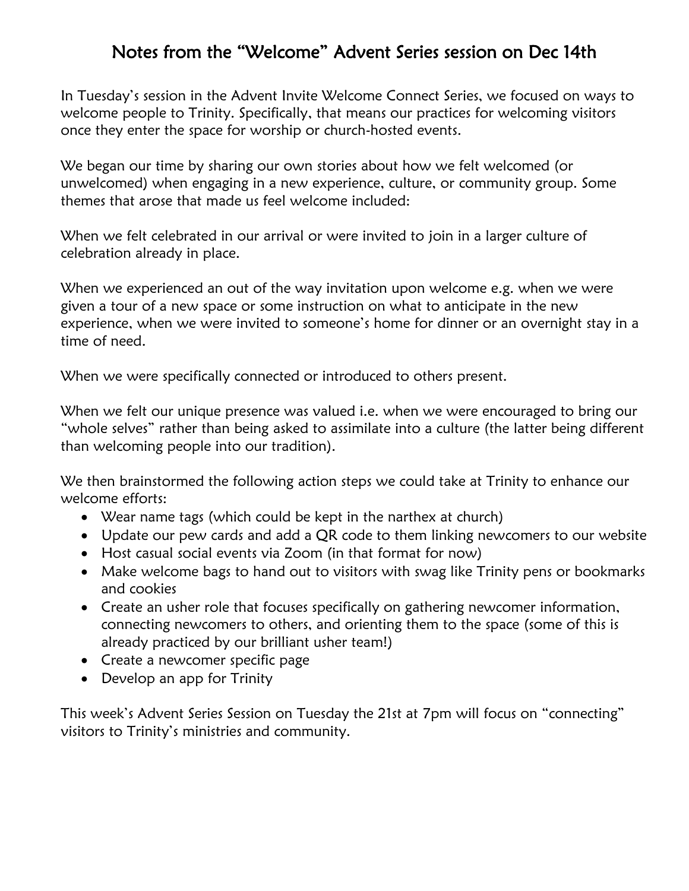# Notes from the "Welcome" Advent Series session on Dec 14th

In Tuesday's session in the Advent Invite Welcome Connect Series, we focused on ways to welcome people to Trinity. Specifically, that means our practices for welcoming visitors once they enter the space for worship or church-hosted events.

We began our time by sharing our own stories about how we felt welcomed (or unwelcomed) when engaging in a new experience, culture, or community group. Some themes that arose that made us feel welcome included:

When we felt celebrated in our arrival or were invited to join in a larger culture of celebration already in place.

When we experienced an out of the way invitation upon welcome e.g. when we were given a tour of a new space or some instruction on what to anticipate in the new experience, when we were invited to someone's home for dinner or an overnight stay in a time of need.

When we were specifically connected or introduced to others present.

When we felt our unique presence was valued i.e. when we were encouraged to bring our "whole selves" rather than being asked to assimilate into a culture (the latter being different than welcoming people into our tradition).

We then brainstormed the following action steps we could take at Trinity to enhance our welcome efforts:

- Wear name tags (which could be kept in the narthex at church)
- Update our pew cards and add a QR code to them linking newcomers to our website
- Host casual social events via Zoom (in that format for now)
- Make welcome bags to hand out to visitors with swag like Trinity pens or bookmarks and cookies
- Create an usher role that focuses specifically on gathering newcomer information, connecting newcomers to others, and orienting them to the space (some of this is already practiced by our brilliant usher team!)
- Create a newcomer specific page
- Develop an app for Trinity

This week's Advent Series Session on Tuesday the 21st at 7pm will focus on "connecting" visitors to Trinity's ministries and community.